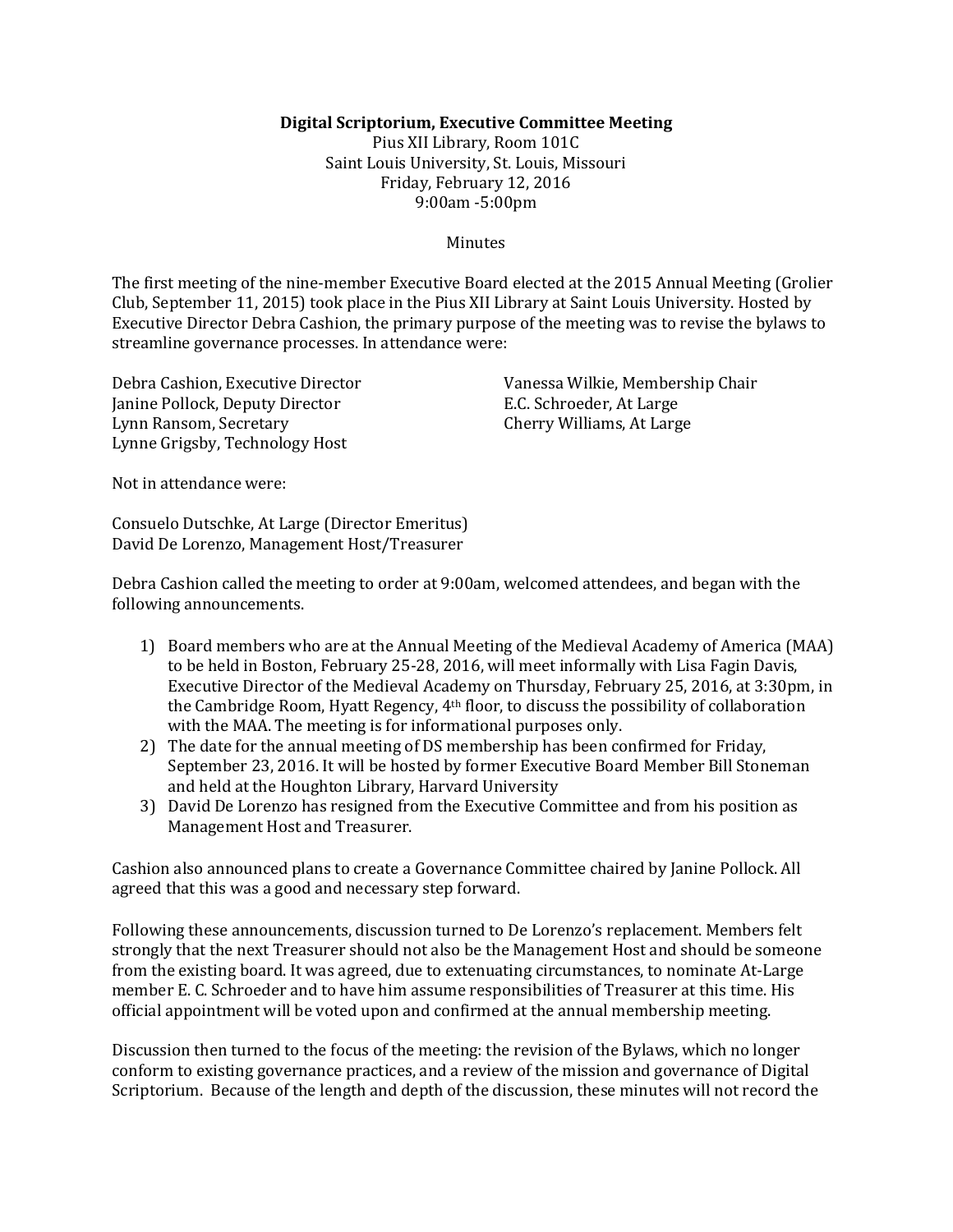**Digital Scriptorium, Executive Committee Meeting**

Pius XII Library, Room 101C
Saint Louis University, St. Louis, Missouri
Friday, February 12, 2016
9:00am -5:00pm

Minutes

The first meeting of the nine-member Executive Board elected at the 2015 Annual Meeting (Grolier Club, September 11, 2015) took place in the Pius XII Library at Saint Louis University. Hosted by Executive Director Debra Cashion, the primary purpose of the meeting was to revise the bylaws to streamline governance processes. In attendance were:

Debra Cashion, Executive Director
Janine Pollock, Deputy Director
Lynn Ransom, Secretary
Lynne Grigsby, Technology Host
Vanessa Wilkie, Membership Chair
E.C. Schroeder, At Large
Cherry Williams, At Large

Not in attendance were:

Consuelo Dutschke, At Large (Director Emeritus)
David De Lorenzo, Management Host/Treasurer

Debra Cashion called the meeting to order at 9:00am, welcomed attendees, and began with the following announcements.

1) Board members who are at the Annual Meeting of the Medieval Academy of America (MAA) to be held in Boston, February 25-28, 2016, will meet informally with Lisa Fagin Davis, Executive Director of the Medieval Academy on Thursday, February 25, 2016, at 3:30pm, in the Cambridge Room, Hyatt Regency, 4th floor, to discuss the possibility of collaboration with the MAA. The meeting is for informational purposes only.
2) The date for the annual meeting of DS membership has been confirmed for Friday, September 23, 2016. It will be hosted by former Executive Board Member Bill Stoneman and held at the Houghton Library, Harvard University
3) David De Lorenzo has resigned from the Executive Committee and from his position as Management Host and Treasurer.

Cashion also announced plans to create a Governance Committee chaired by Janine Pollock. All agreed that this was a good and necessary step forward.

Following these announcements, discussion turned to De Lorenzo's replacement. Members felt strongly that the next Treasurer should not also be the Management Host and should be someone from the existing board. It was agreed, due to extenuating circumstances, to nominate At-Large member E. C. Schroeder and to have him assume responsibilities of Treasurer at this time. His official appointment will be voted upon and confirmed at the annual membership meeting.

Discussion then turned to the focus of the meeting: the revision of the Bylaws, which no longer conform to existing governance practices, and a review of the mission and governance of Digital Scriptorium. Because of the length and depth of the discussion, these minutes will not record the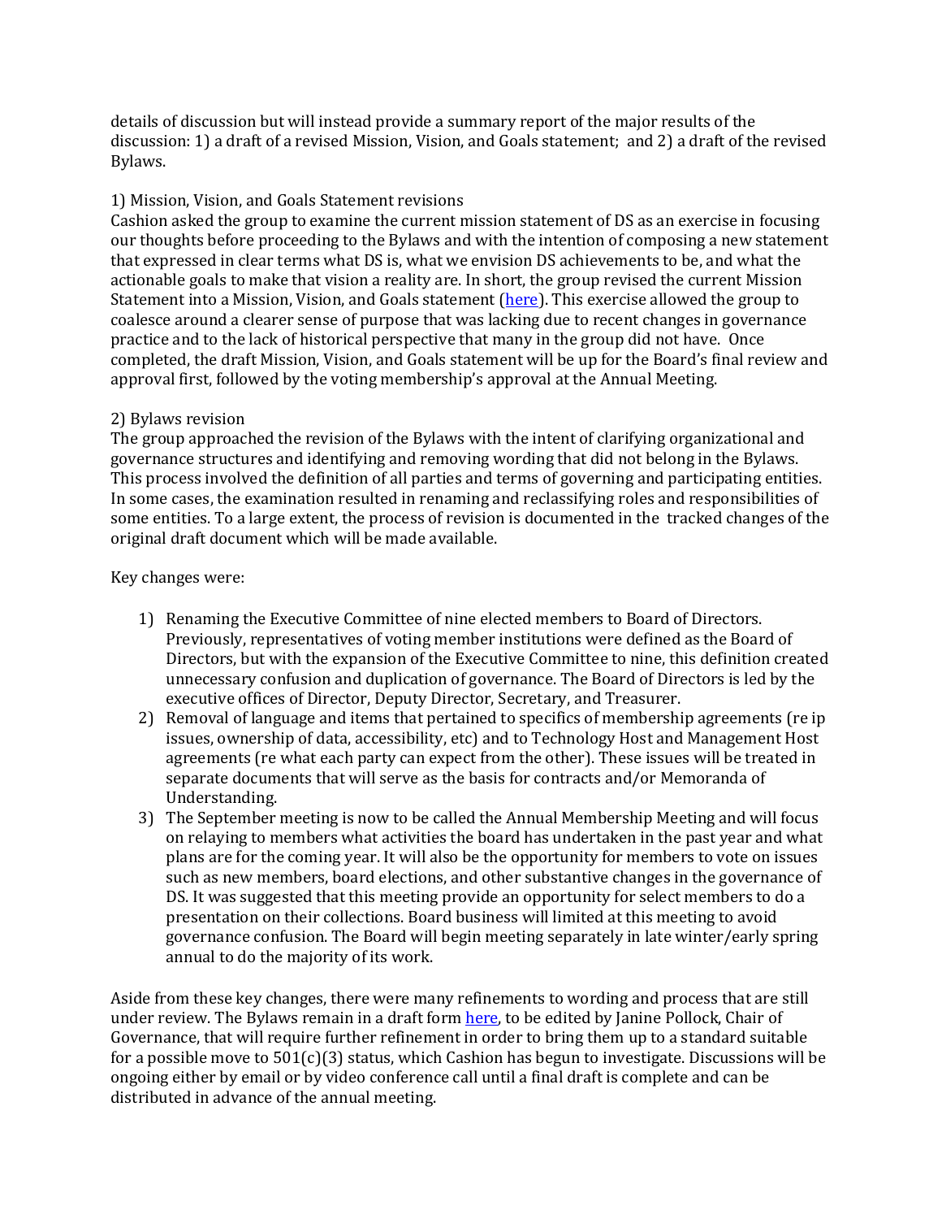details of discussion but will instead provide a summary report of the major results of the discussion: 1) a draft of a revised Mission, Vision, and Goals statement; and 2) a draft of the revised Bylaws.

1) Mission, Vision, and Goals Statement revisions

Cashion asked the group to examine the current mission statement of DS as an exercise in focusing our thoughts before proceeding to the Bylaws and with the intention of composing a new statement that expressed in clear terms what DS is, what we envision DS achievements to be, and what the actionable goals to make that vision a reality are. In short, the group revised the current Mission Statement into a Mission, Vision, and Goals statement (here). This exercise allowed the group to coalesce around a clearer sense of purpose that was lacking due to recent changes in governance practice and to the lack of historical perspective that many in the group did not have. Once completed, the draft Mission, Vision, and Goals statement will be up for the Board's final review and approval first, followed by the voting membership's approval at the Annual Meeting.

2) Bylaws revision

The group approached the revision of the Bylaws with the intent of clarifying organizational and governance structures and identifying and removing wording that did not belong in the Bylaws. This process involved the definition of all parties and terms of governing and participating entities. In some cases, the examination resulted in renaming and reclassifying roles and responsibilities of some entities. To a large extent, the process of revision is documented in the tracked changes of the original draft document which will be made available.

Key changes were:

1) Renaming the Executive Committee of nine elected members to Board of Directors. Previously, representatives of voting member institutions were defined as the Board of Directors, but with the expansion of the Executive Committee to nine, this definition created unnecessary confusion and duplication of governance. The Board of Directors is led by the executive offices of Director, Deputy Director, Secretary, and Treasurer.
2) Removal of language and items that pertained to specifics of membership agreements (re ip issues, ownership of data, accessibility, etc) and to Technology Host and Management Host agreements (re what each party can expect from the other). These issues will be treated in separate documents that will serve as the basis for contracts and/or Memoranda of Understanding.
3) The September meeting is now to be called the Annual Membership Meeting and will focus on relaying to members what activities the board has undertaken in the past year and what plans are for the coming year. It will also be the opportunity for members to vote on issues such as new members, board elections, and other substantive changes in the governance of DS. It was suggested that this meeting provide an opportunity for select members to do a presentation on their collections. Board business will limited at this meeting to avoid governance confusion. The Board will begin meeting separately in late winter/early spring annual to do the majority of its work.

Aside from these key changes, there were many refinements to wording and process that are still under review. The Bylaws remain in a draft form here, to be edited by Janine Pollock, Chair of Governance, that will require further refinement in order to bring them up to a standard suitable for a possible move to 501(c)(3) status, which Cashion has begun to investigate. Discussions will be ongoing either by email or by video conference call until a final draft is complete and can be distributed in advance of the annual meeting.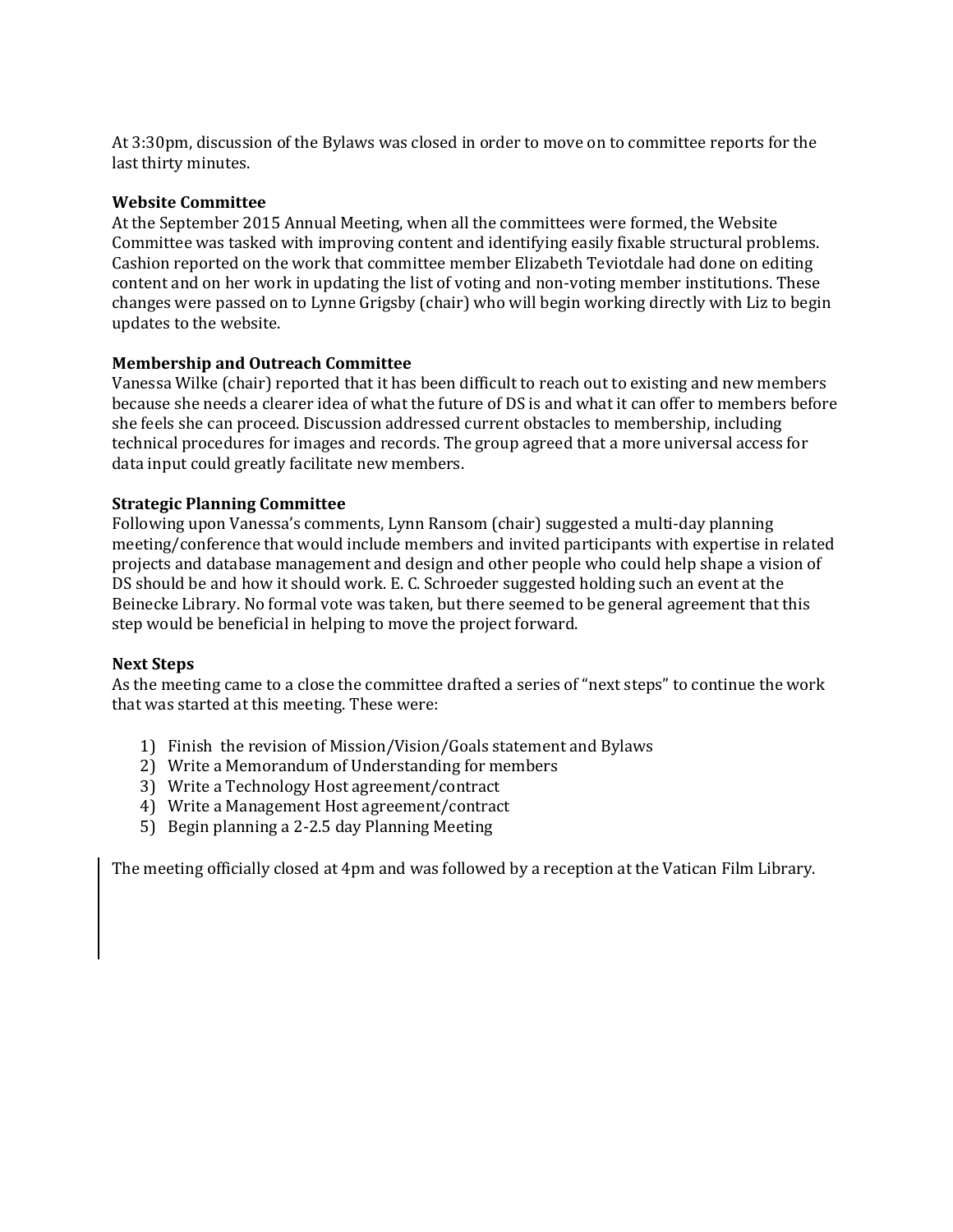At 3:30pm, discussion of the Bylaws was closed in order to move on to committee reports for the last thirty minutes.

**Website Committee**

At the September 2015 Annual Meeting, when all the committees were formed, the Website Committee was tasked with improving content and identifying easily fixable structural problems. Cashion reported on the work that committee member Elizabeth Teviotdale had done on editing content and on her work in updating the list of voting and non-voting member institutions. These changes were passed on to Lynne Grigsby (chair) who will begin working directly with Liz to begin updates to the website.

**Membership and Outreach Committee**

Vanessa Wilke (chair) reported that it has been difficult to reach out to existing and new members because she needs a clearer idea of what the future of DS is and what it can offer to members before she feels she can proceed. Discussion addressed current obstacles to membership, including technical procedures for images and records. The group agreed that a more universal access for data input could greatly facilitate new members.

**Strategic Planning Committee**

Following upon Vanessa's comments, Lynn Ransom (chair) suggested a multi-day planning meeting/conference that would include members and invited participants with expertise in related projects and database management and design and other people who could help shape a vision of DS should be and how it should work. E. C. Schroeder suggested holding such an event at the Beinecke Library. No formal vote was taken, but there seemed to be general agreement that this step would be beneficial in helping to move the project forward.

**Next Steps**

As the meeting came to a close the committee drafted a series of "next steps" to continue the work that was started at this meeting. These were:

1) Finish the revision of Mission/Vision/Goals statement and Bylaws
2) Write a Memorandum of Understanding for members
3) Write a Technology Host agreement/contract
4) Write a Management Host agreement/contract
5) Begin planning a 2-2.5 day Planning Meeting

The meeting officially closed at 4pm and was followed by a reception at the Vatican Film Library.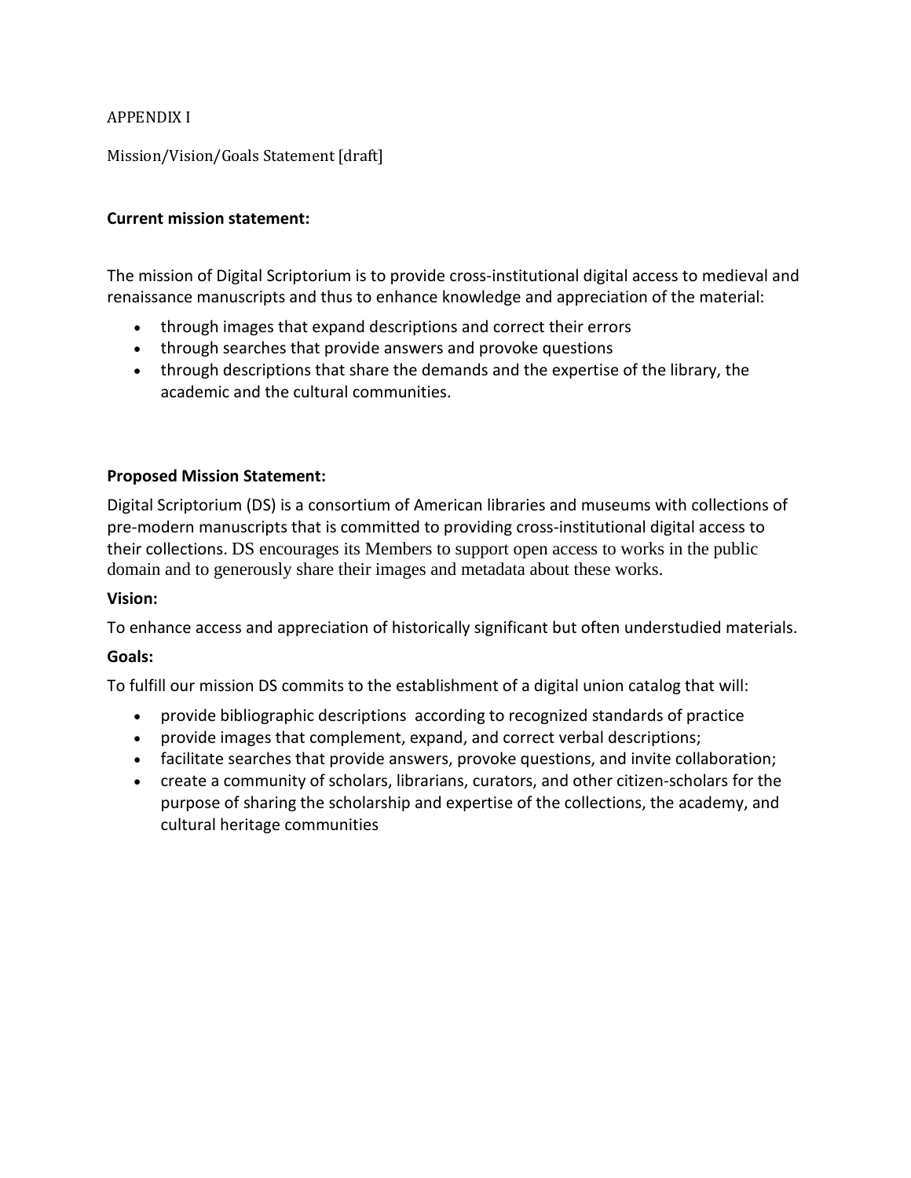APPENDIX I

Mission/Vision/Goals Statement [draft]

**Current mission statement:**

The mission of Digital Scriptorium is to provide cross-institutional digital access to medieval and renaissance manuscripts and thus to enhance knowledge and appreciation of the material:

- through images that expand descriptions and correct their errors
- through searches that provide answers and provoke questions
- through descriptions that share the demands and the expertise of the library, the academic and the cultural communities.

**Proposed Mission Statement:**

Digital Scriptorium (DS) is a consortium of American libraries and museums with collections of pre-modern manuscripts that is committed to providing cross-institutional digital access to their collections. DS encourages its Members to support open access to works in the public domain and to generously share their images and metadata about these works.

**Vision:**

To enhance access and appreciation of historically significant but often understudied materials.

**Goals:**

To fulfill our mission DS commits to the establishment of a digital union catalog that will:

- provide bibliographic descriptions according to recognized standards of practice
- provide images that complement, expand, and correct verbal descriptions;
- facilitate searches that provide answers, provoke questions, and invite collaboration;
- create a community of scholars, librarians, curators, and other citizen-scholars for the purpose of sharing the scholarship and expertise of the collections, the academy, and cultural heritage communities